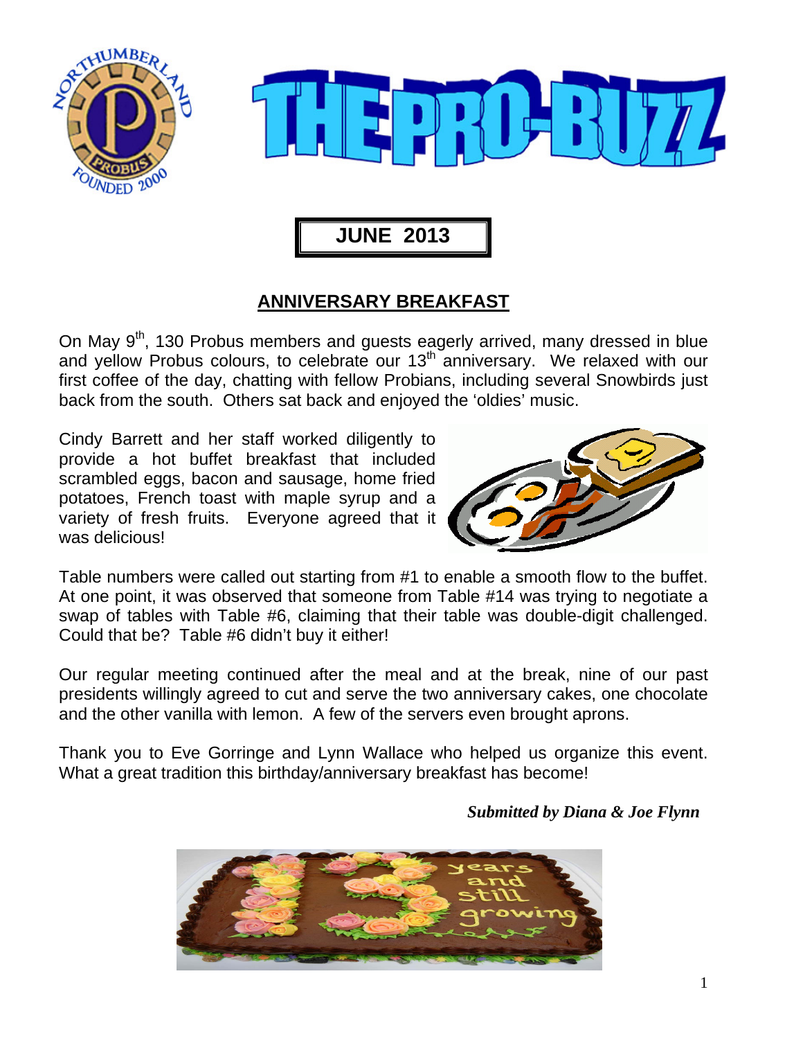# THE PRO-BUZZ

**JUNE 2013**

## ANNIVERSARY BREAKFAST

On May 9th, 130 Probus members and guests eagerly arrived, many dressed in blue and yellow Probus colours, to celebrate our 13th anniversary. We relaxed with our first coffee of the day, chatting with fellow Probians, including several Snowbirds just back from the south. Others sat back and enjoyed the 'oldies' music.

Cindy Barrett and her staff worked diligently to provide a hot buffet breakfast that included scrambled eggs, bacon and sausage, home fried potatoes, French toast with maple syrup and a variety of fresh fruits. Everyone agreed that it was delicious!

Table numbers were called out starting from #1 to enable a smooth flow to the buffet. At one point, it was observed that someone from Table #14 was trying to negotiate a swap of tables with Table #6, claiming that their table was double-digit challenged. Could that be? Table #6 didn't buy it either!

Our regular meeting continued after the meal and at the break, nine of our past presidents willingly agreed to cut and serve the two anniversary cakes, one chocolate and the other vanilla with lemon. A few of the servers even brought aprons.

Thank you to Eve Gorringe and Lynn Wallace who helped us organize this event. What a great tradition this birthday/anniversary breakfast has become!

***Submitted by Diana & Joe Flynn***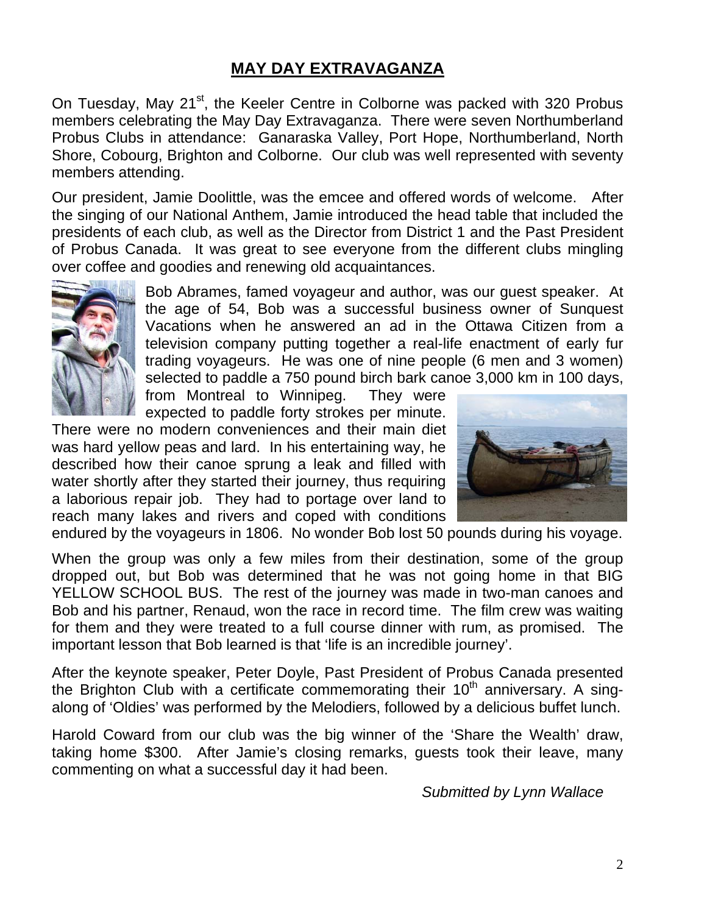# MAY DAY EXTRAVAGANZA

On Tuesday, May 21st, the Keeler Centre in Colborne was packed with 320 Probus members celebrating the May Day Extravaganza. There were seven Northumberland Probus Clubs in attendance: Ganaraska Valley, Port Hope, Northumberland, North Shore, Cobourg, Brighton and Colborne. Our club was well represented with seventy members attending.

Our president, Jamie Doolittle, was the emcee and offered words of welcome. After the singing of our National Anthem, Jamie introduced the head table that included the presidents of each club, as well as the Director from District 1 and the Past President of Probus Canada. It was great to see everyone from the different clubs mingling over coffee and goodies and renewing old acquaintances.

Bob Abrames, famed voyageur and author, was our guest speaker. At the age of 54, Bob was a successful business owner of Sunquest Vacations when he answered an ad in the Ottawa Citizen from a television company putting together a real-life enactment of early fur trading voyageurs. He was one of nine people (6 men and 3 women) selected to paddle a 750 pound birch bark canoe 3,000 km in 100 days, from Montreal to Winnipeg. They were expected to paddle forty strokes per minute. There were no modern conveniences and their main diet was hard yellow peas and lard. In his entertaining way, he described how their canoe sprung a leak and filled with water shortly after they started their journey, thus requiring a laborious repair job. They had to portage over land to reach many lakes and rivers and coped with conditions endured by the voyageurs in 1806. No wonder Bob lost 50 pounds during his voyage.

When the group was only a few miles from their destination, some of the group dropped out, but Bob was determined that he was not going home in that BIG YELLOW SCHOOL BUS. The rest of the journey was made in two-man canoes and Bob and his partner, Renaud, won the race in record time. The film crew was waiting for them and they were treated to a full course dinner with rum, as promised. The important lesson that Bob learned is that 'life is an incredible journey'.

After the keynote speaker, Peter Doyle, Past President of Probus Canada presented the Brighton Club with a certificate commemorating their 10th anniversary. A sing-along of 'Oldies' was performed by the Melodiers, followed by a delicious buffet lunch.

Harold Coward from our club was the big winner of the 'Share the Wealth' draw, taking home $300. After Jamie's closing remarks, guests took their leave, many commenting on what a successful day it had been.

*Submitted by Lynn Wallace*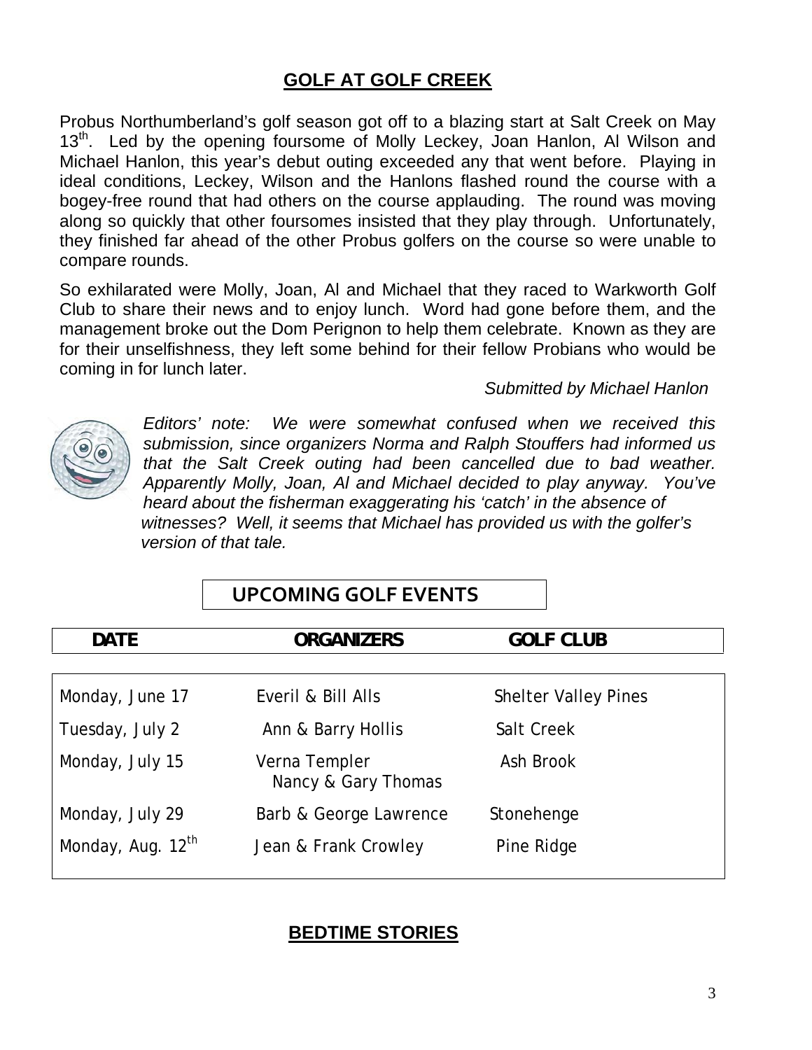## GOLF AT GOLF CREEK

Probus Northumberland's golf season got off to a blazing start at Salt Creek on May 13th. Led by the opening foursome of Molly Leckey, Joan Hanlon, Al Wilson and Michael Hanlon, this year's debut outing exceeded any that went before. Playing in ideal conditions, Leckey, Wilson and the Hanlons flashed round the course with a bogey-free round that had others on the course applauding. The round was moving along so quickly that other foursomes insisted that they play through. Unfortunately, they finished far ahead of the other Probus golfers on the course so were unable to compare rounds.

So exhilarated were Molly, Joan, Al and Michael that they raced to Warkworth Golf Club to share their news and to enjoy lunch. Word had gone before them, and the management broke out the Dom Perignon to help them celebrate. Known as they are for their unselfishness, they left some behind for their fellow Probians who would be coming in for lunch later.

*Submitted by Michael Hanlon*

*Editors' note: We were somewhat confused when we received this submission, since organizers Norma and Ralph Stouffers had informed us that the Salt Creek outing had been cancelled due to bad weather. Apparently Molly, Joan, Al and Michael decided to play anyway. You've heard about the fisherman exaggerating his 'catch' in the absence of witnesses? Well, it seems that Michael has provided us with the golfer's version of that tale.*

## UPCOMING GOLF EVENTS

| DATE | ORGANIZERS | GOLF CLUB |
|---|---|---|
| Monday, June 17 | Everil & Bill Alls | Shelter Valley Pines |
| Tuesday, July 2 | Ann & Barry Hollis | Salt Creek |
| Monday, July 15 | Verna Templer<br>Nancy & Gary Thomas | Ash Brook |
| Monday, July 29 | Barb & George Lawrence | Stonehenge |
| Monday, Aug. 12th | Jean & Frank Crowley | Pine Ridge |

## BEDTIME STORIES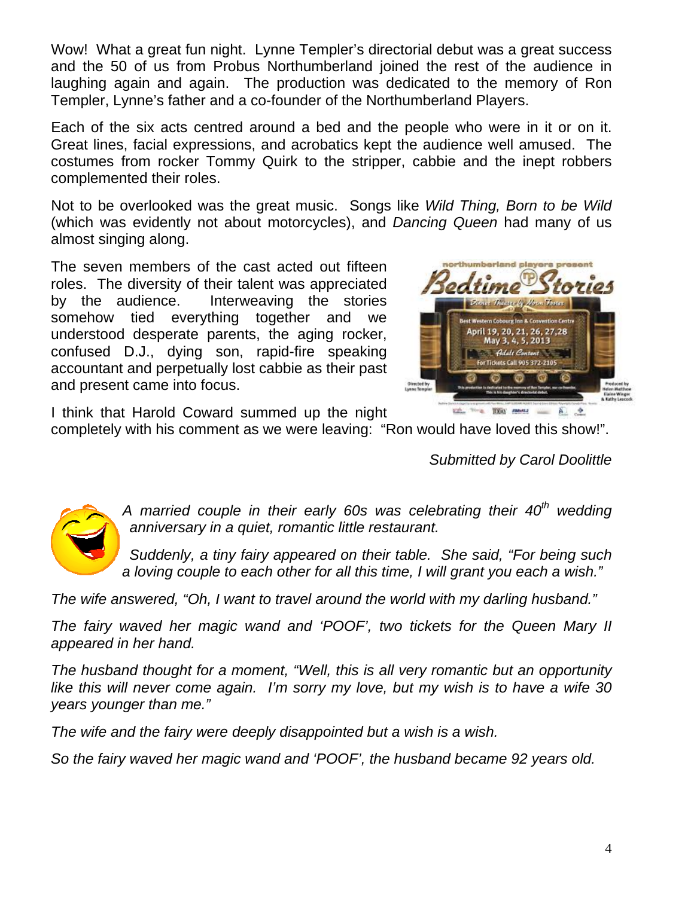Wow! What a great fun night. Lynne Templer's directorial debut was a great success and the 50 of us from Probus Northumberland joined the rest of the audience in laughing again and again. The production was dedicated to the memory of Ron Templer, Lynne's father and a co-founder of the Northumberland Players.

Each of the six acts centred around a bed and the people who were in it or on it. Great lines, facial expressions, and acrobatics kept the audience well amused. The costumes from rocker Tommy Quirk to the stripper, cabbie and the inept robbers complemented their roles.

Not to be overlooked was the great music. Songs like *Wild Thing, Born to be Wild* (which was evidently not about motorcycles), and *Dancing Queen* had many of us almost singing along.

The seven members of the cast acted out fifteen roles. The diversity of their talent was appreciated by the audience. Interweaving the stories somehow tied everything together and we understood desperate parents, the aging rocker, confused D.J., dying son, rapid-fire speaking accountant and perpetually lost cabbie as their past and present came into focus.

I think that Harold Coward summed up the night completely with his comment as we were leaving: "Ron would have loved this show!".

*Submitted by Carol Doolittle*

*A married couple in their early 60s was celebrating their 40th wedding anniversary in a quiet, romantic little restaurant.*

*Suddenly, a tiny fairy appeared on their table. She said, "For being such a loving couple to each other for all this time, I will grant you each a wish."*

*The wife answered, "Oh, I want to travel around the world with my darling husband."*

*The fairy waved her magic wand and 'POOF', two tickets for the Queen Mary II appeared in her hand.*

*The husband thought for a moment, "Well, this is all very romantic but an opportunity like this will never come again. I'm sorry my love, but my wish is to have a wife 30 years younger than me."*

*The wife and the fairy were deeply disappointed but a wish is a wish.*

*So the fairy waved her magic wand and 'POOF', the husband became 92 years old.*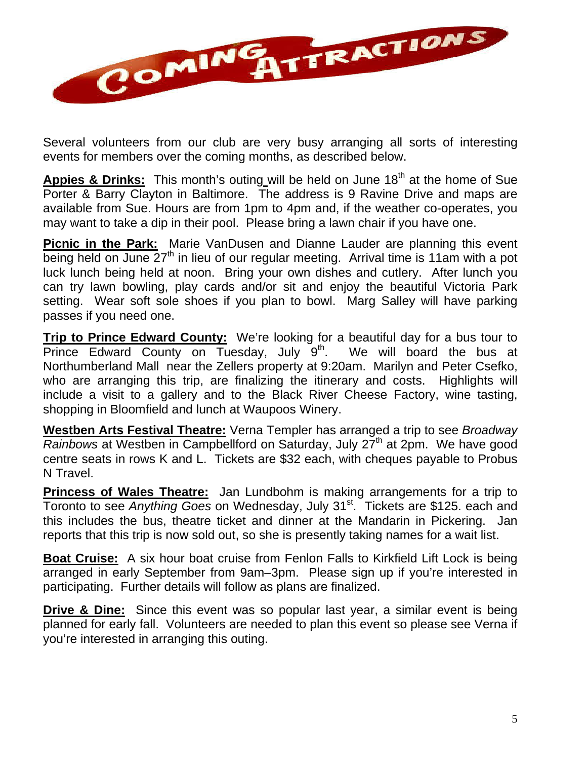# COMING ATTRACTIONS

Several volunteers from our club are very busy arranging all sorts of interesting events for members over the coming months, as described below.

**Appies & Drinks:** This month's outing will be held on June 18th at the home of Sue Porter & Barry Clayton in Baltimore. The address is 9 Ravine Drive and maps are available from Sue. Hours are from 1pm to 4pm and, if the weather co-operates, you may want to take a dip in their pool. Please bring a lawn chair if you have one.

**Picnic in the Park:** Marie VanDusen and Dianne Lauder are planning this event being held on June 27th in lieu of our regular meeting. Arrival time is 11am with a pot luck lunch being held at noon. Bring your own dishes and cutlery. After lunch you can try lawn bowling, play cards and/or sit and enjoy the beautiful Victoria Park setting. Wear soft sole shoes if you plan to bowl. Marg Salley will have parking passes if you need one.

**Trip to Prince Edward County:** We're looking for a beautiful day for a bus tour to Prince Edward County on Tuesday, July 9th. We will board the bus at Northumberland Mall near the Zellers property at 9:20am. Marilyn and Peter Csefko, who are arranging this trip, are finalizing the itinerary and costs. Highlights will include a visit to a gallery and to the Black River Cheese Factory, wine tasting, shopping in Bloomfield and lunch at Waupoos Winery.

**Westben Arts Festival Theatre:** Verna Templer has arranged a trip to see *Broadway Rainbows* at Westben in Campbellford on Saturday, July 27th at 2pm. We have good centre seats in rows K and L. Tickets are $32 each, with cheques payable to Probus N Travel.

**Princess of Wales Theatre:** Jan Lundbohm is making arrangements for a trip to Toronto to see *Anything Goes* on Wednesday, July 31st. Tickets are $125. each and this includes the bus, theatre ticket and dinner at the Mandarin in Pickering. Jan reports that this trip is now sold out, so she is presently taking names for a wait list.

**Boat Cruise:** A six hour boat cruise from Fenlon Falls to Kirkfield Lift Lock is being arranged in early September from 9am–3pm. Please sign up if you're interested in participating. Further details will follow as plans are finalized.

**Drive & Dine:** Since this event was so popular last year, a similar event is being planned for early fall. Volunteers are needed to plan this event so please see Verna if you're interested in arranging this outing.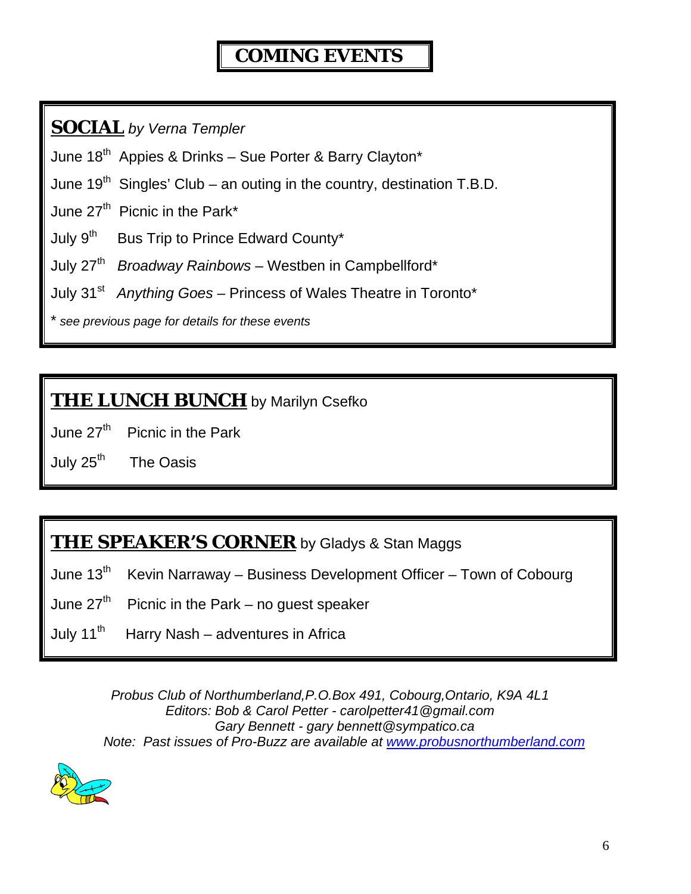# COMING EVENTS

## SOCIAL *by Verna Templer*

June 18th Appies & Drinks – Sue Porter & Barry Clayton*

June 19th Singles' Club – an outing in the country, destination T.B.D.

June 27th Picnic in the Park*

July 9th Bus Trip to Prince Edward County*

July 27th *Broadway Rainbows* – Westben in Campbellford*

July 31st *Anything Goes* – Princess of Wales Theatre in Toronto*

\* *see previous page for details for these events*

## THE LUNCH BUNCH by Marilyn Csefko

June 27th Picnic in the Park

July 25th The Oasis

## THE SPEAKER'S CORNER by Gladys & Stan Maggs

June 13th Kevin Narraway – Business Development Officer – Town of Cobourg

June 27th Picnic in the Park – no guest speaker

July 11th Harry Nash – adventures in Africa

*Probus Club of Northumberland,P.O.Box 491, Cobourg,Ontario, K9A 4L1*
*Editors: Bob & Carol Petter - carolpetter41@gmail.com*
*Gary Bennett - gary bennett@sympatico.ca*
*Note: Past issues of Pro-Buzz are available at www.probusnorthumberland.com*